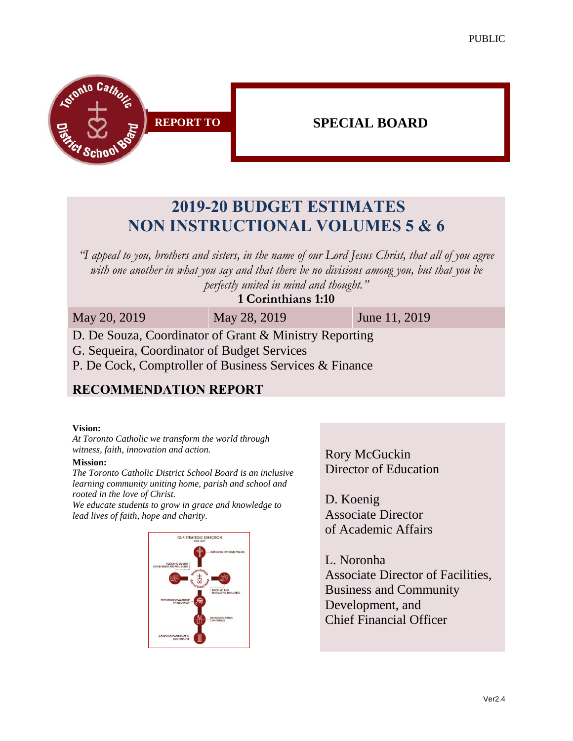PUBLIC

REPORT TO

**SPECIAL BOARD**

# 2019-20 BUDGET ESTIMATES NON INSTRUCTIONAL VOLUMES 5 & 6

*"I appeal to you, brothers and sisters, in the name of our Lord Jesus Christ, that all of you agree with one another in what you say and that there be no divisions among you, but that you be perfectly united in mind and thought."*

**1 Corinthians 1:10**

| May 20, 2019 | May 28, 2019 | June 11, 2019 |
|---|---|---|

D. De Souza, Coordinator of Grant & Ministry Reporting
G. Sequeira, Coordinator of Budget Services
P. De Cock, Comptroller of Business Services & Finance

## RECOMMENDATION REPORT

**Vision:**
*At Toronto Catholic we transform the world through witness, faith, innovation and action.*

**Mission:**
*The Toronto Catholic District School Board is an inclusive learning community uniting home, parish and school and rooted in the love of Christ.*
*We educate students to grow in grace and knowledge to lead lives of faith, hope and charity.*

Rory McGuckin
Director of Education

D. Koenig
Associate Director
of Academic Affairs

L. Noronha
Associate Director of Facilities, Business and Community Development, and
Chief Financial Officer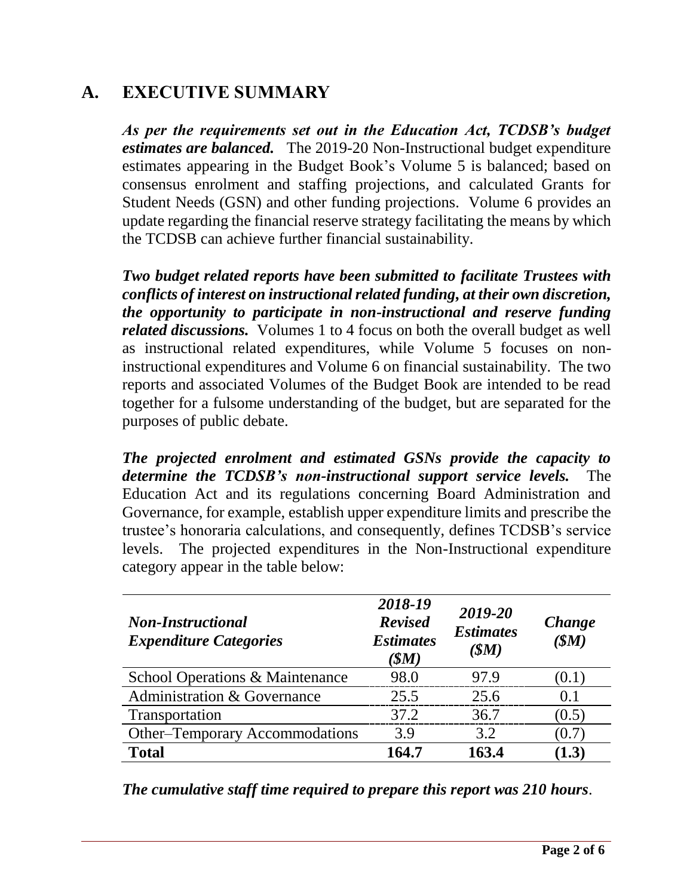## A. EXECUTIVE SUMMARY

***As per the requirements set out in the Education Act, TCDSB's budget estimates are balanced.*** The 2019-20 Non-Instructional budget expenditure estimates appearing in the Budget Book's Volume 5 is balanced; based on consensus enrolment and staffing projections, and calculated Grants for Student Needs (GSN) and other funding projections. Volume 6 provides an update regarding the financial reserve strategy facilitating the means by which the TCDSB can achieve further financial sustainability.

***Two budget related reports have been submitted to facilitate Trustees with conflicts of interest on instructional related funding, at their own discretion, the opportunity to participate in non-instructional and reserve funding related discussions.*** Volumes 1 to 4 focus on both the overall budget as well as instructional related expenditures, while Volume 5 focuses on non-instructional expenditures and Volume 6 on financial sustainability. The two reports and associated Volumes of the Budget Book are intended to be read together for a fulsome understanding of the budget, but are separated for the purposes of public debate.

***The projected enrolment and estimated GSNs provide the capacity to determine the TCDSB's non-instructional support service levels.*** The Education Act and its regulations concerning Board Administration and Governance, for example, establish upper expenditure limits and prescribe the trustee's honoraria calculations, and consequently, defines TCDSB's service levels. The projected expenditures in the Non-Instructional expenditure category appear in the table below:

| *Non-Instructional Expenditure Categories* | *2018-19 Revised Estimates ($M)* | *2019-20 Estimates ($M)* | *Change ($M)* |
|---|---|---|---|
| School Operations & Maintenance | 98.0 | 97.9 | (0.1) |
| Administration & Governance | 25.5 | 25.6 | 0.1 |
| Transportation | 37.2 | 36.7 | (0.5) |
| Other–Temporary Accommodations | 3.9 | 3.2 | (0.7) |
| **Total** | **164.7** | **163.4** | **(1.3)** |

***The cumulative staff time required to prepare this report was 210 hours***.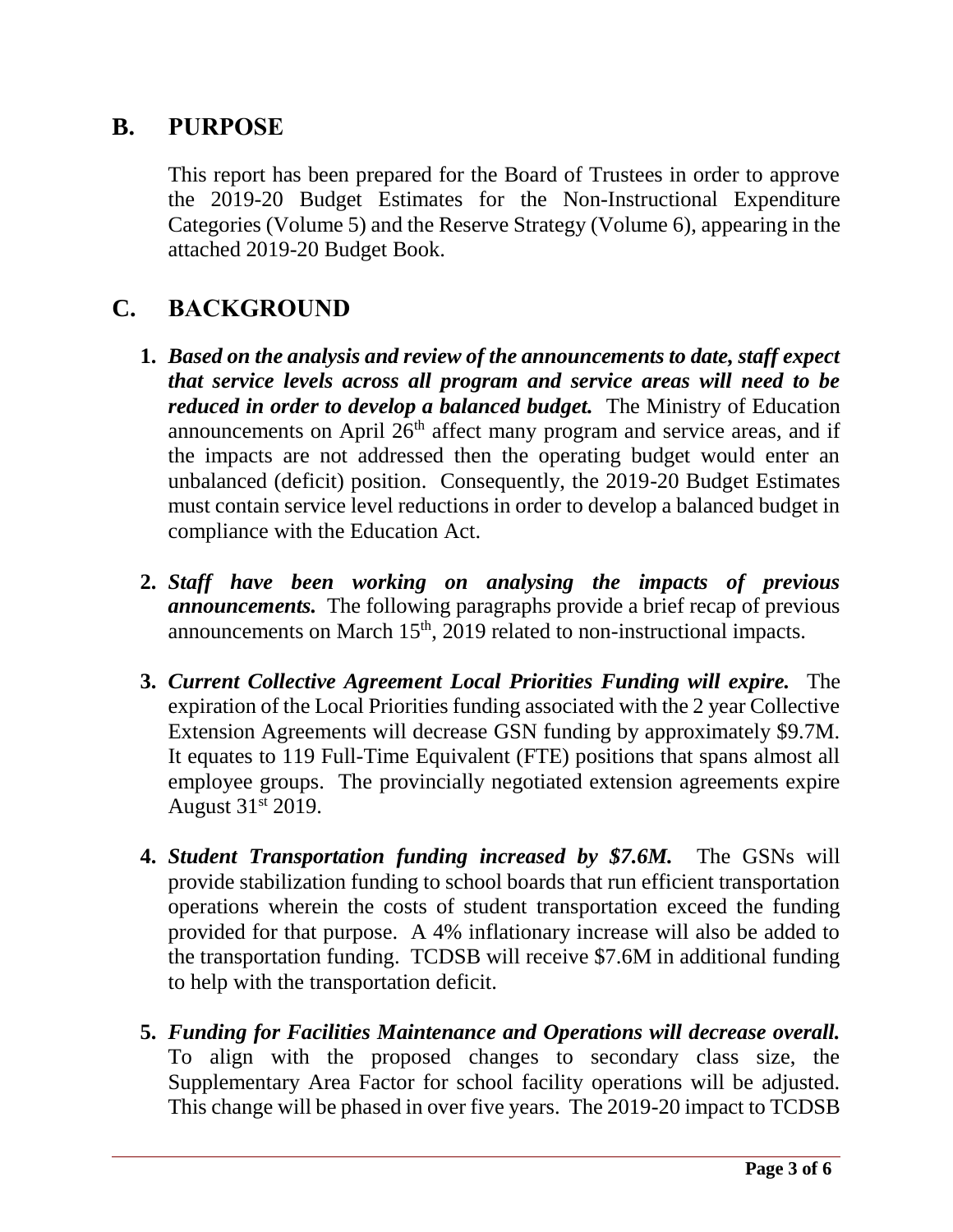## B. PURPOSE

This report has been prepared for the Board of Trustees in order to approve the 2019-20 Budget Estimates for the Non-Instructional Expenditure Categories (Volume 5) and the Reserve Strategy (Volume 6), appearing in the attached 2019-20 Budget Book.

## C. BACKGROUND

1. ***Based on the analysis and review of the announcements to date, staff expect that service levels across all program and service areas will need to be reduced in order to develop a balanced budget.*** The Ministry of Education announcements on April 26th affect many program and service areas, and if the impacts are not addressed then the operating budget would enter an unbalanced (deficit) position. Consequently, the 2019-20 Budget Estimates must contain service level reductions in order to develop a balanced budget in compliance with the Education Act.

2. ***Staff have been working on analysing the impacts of previous announcements.*** The following paragraphs provide a brief recap of previous announcements on March 15th, 2019 related to non-instructional impacts.

3. ***Current Collective Agreement Local Priorities Funding will expire.*** The expiration of the Local Priorities funding associated with the 2 year Collective Extension Agreements will decrease GSN funding by approximately $9.7M. It equates to 119 Full-Time Equivalent (FTE) positions that spans almost all employee groups. The provincially negotiated extension agreements expire August 31st 2019.

4. ***Student Transportation funding increased by $7.6M.*** The GSNs will provide stabilization funding to school boards that run efficient transportation operations wherein the costs of student transportation exceed the funding provided for that purpose. A 4% inflationary increase will also be added to the transportation funding. TCDSB will receive $7.6M in additional funding to help with the transportation deficit.

5. ***Funding for Facilities Maintenance and Operations will decrease overall.*** To align with the proposed changes to secondary class size, the Supplementary Area Factor for school facility operations will be adjusted. This change will be phased in over five years. The 2019-20 impact to TCDSB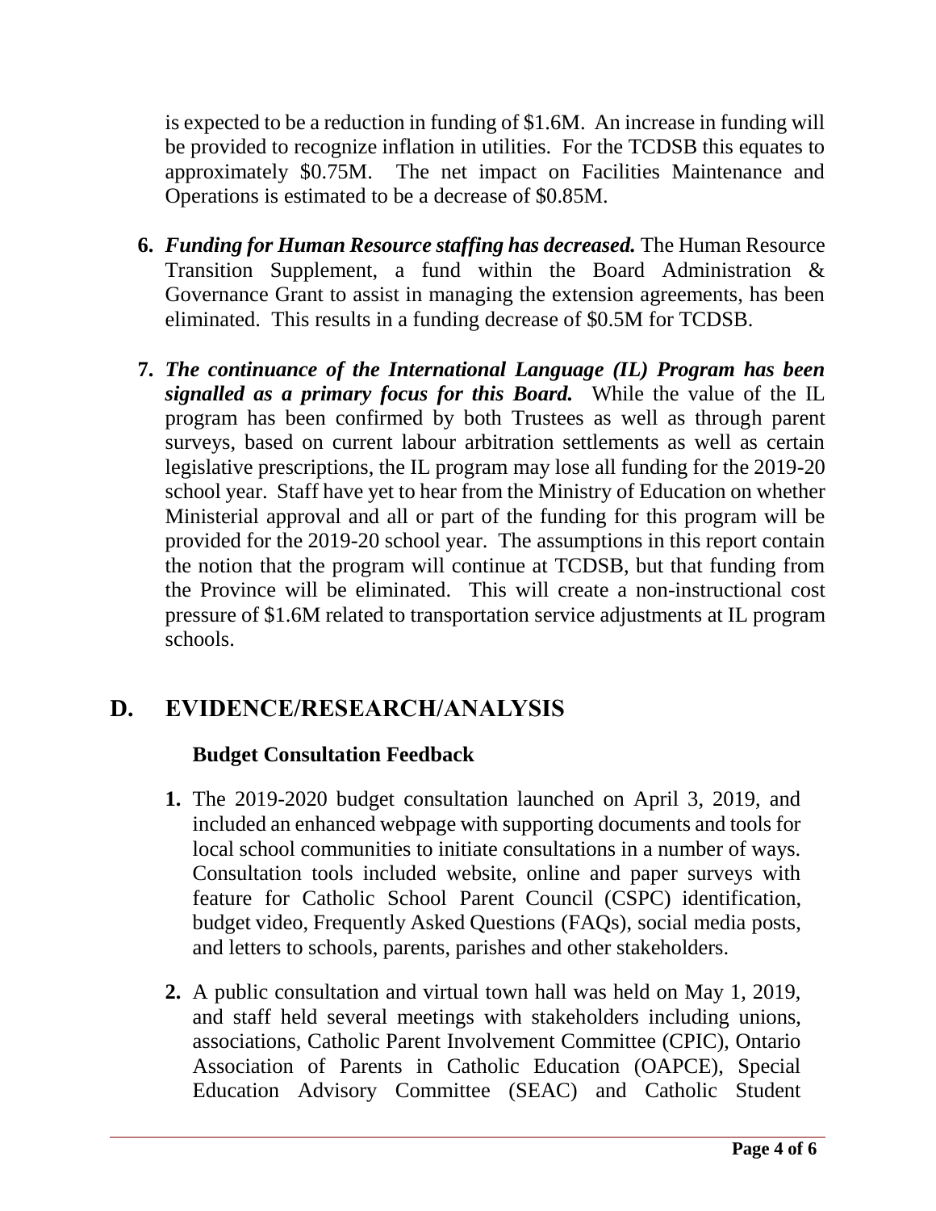is expected to be a reduction in funding of $1.6M. An increase in funding will be provided to recognize inflation in utilities. For the TCDSB this equates to approximately $0.75M. The net impact on Facilities Maintenance and Operations is estimated to be a decrease of $0.85M.

6. ***Funding for Human Resource staffing has decreased.*** The Human Resource Transition Supplement, a fund within the Board Administration & Governance Grant to assist in managing the extension agreements, has been eliminated. This results in a funding decrease of $0.5M for TCDSB.

7. ***The continuance of the International Language (IL) Program has been signalled as a primary focus for this Board.*** While the value of the IL program has been confirmed by both Trustees as well as through parent surveys, based on current labour arbitration settlements as well as certain legislative prescriptions, the IL program may lose all funding for the 2019-20 school year. Staff have yet to hear from the Ministry of Education on whether Ministerial approval and all or part of the funding for this program will be provided for the 2019-20 school year. The assumptions in this report contain the notion that the program will continue at TCDSB, but that funding from the Province will be eliminated. This will create a non-instructional cost pressure of $1.6M related to transportation service adjustments at IL program schools.

## D. EVIDENCE/RESEARCH/ANALYSIS

### Budget Consultation Feedback

1. The 2019-2020 budget consultation launched on April 3, 2019, and included an enhanced webpage with supporting documents and tools for local school communities to initiate consultations in a number of ways. Consultation tools included website, online and paper surveys with feature for Catholic School Parent Council (CSPC) identification, budget video, Frequently Asked Questions (FAQs), social media posts, and letters to schools, parents, parishes and other stakeholders.

2. A public consultation and virtual town hall was held on May 1, 2019, and staff held several meetings with stakeholders including unions, associations, Catholic Parent Involvement Committee (CPIC), Ontario Association of Parents in Catholic Education (OAPCE), Special Education Advisory Committee (SEAC) and Catholic Student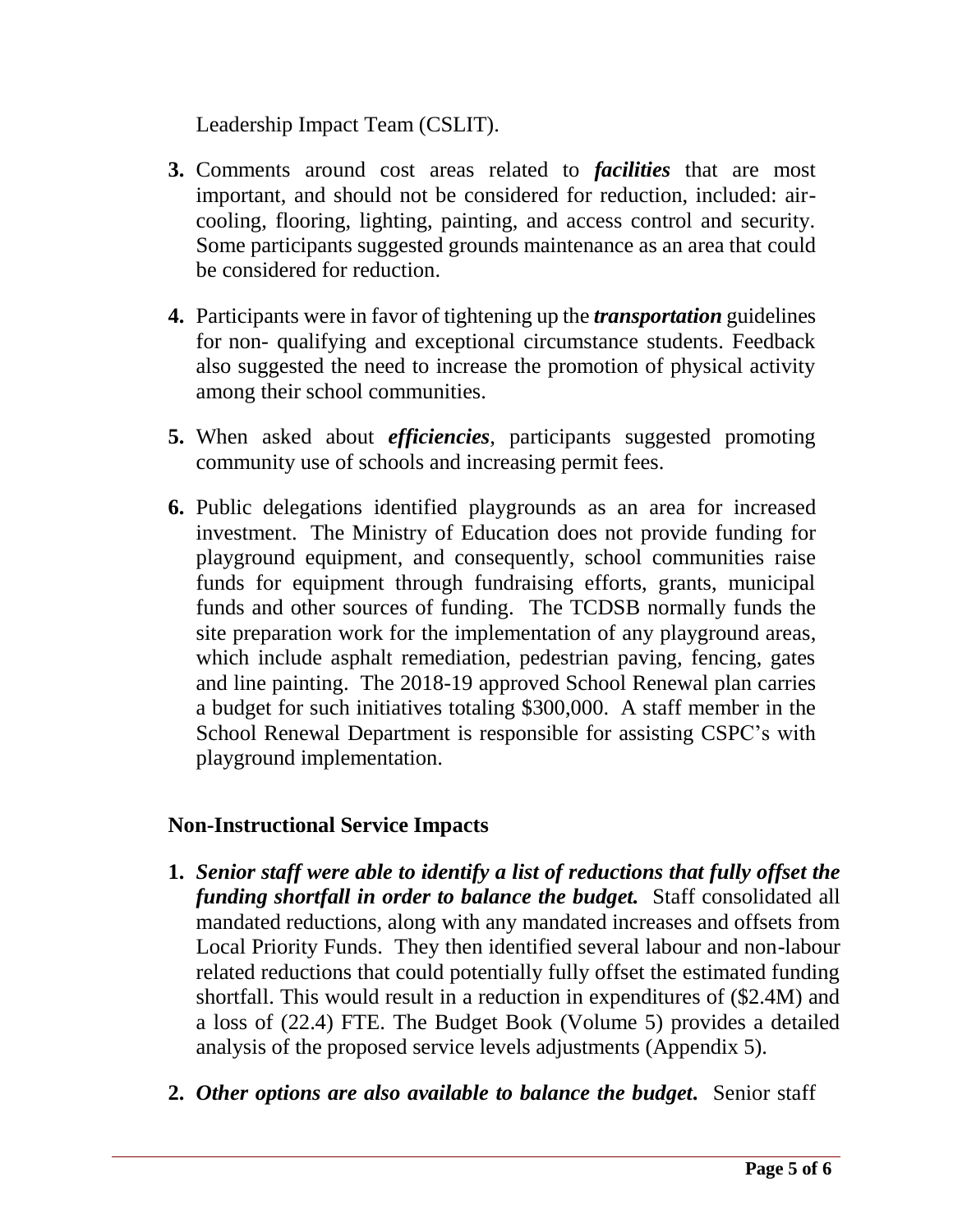Leadership Impact Team (CSLIT).

3. Comments around cost areas related to ***facilities*** that are most important, and should not be considered for reduction, included: air-cooling, flooring, lighting, painting, and access control and security. Some participants suggested grounds maintenance as an area that could be considered for reduction.

4. Participants were in favor of tightening up the ***transportation*** guidelines for non- qualifying and exceptional circumstance students. Feedback also suggested the need to increase the promotion of physical activity among their school communities.

5. When asked about ***efficiencies***, participants suggested promoting community use of schools and increasing permit fees.

6. Public delegations identified playgrounds as an area for increased investment. The Ministry of Education does not provide funding for playground equipment, and consequently, school communities raise funds for equipment through fundraising efforts, grants, municipal funds and other sources of funding. The TCDSB normally funds the site preparation work for the implementation of any playground areas, which include asphalt remediation, pedestrian paving, fencing, gates and line painting. The 2018-19 approved School Renewal plan carries a budget for such initiatives totaling $300,000. A staff member in the School Renewal Department is responsible for assisting CSPC's with playground implementation.

## Non-Instructional Service Impacts

1. ***Senior staff were able to identify a list of reductions that fully offset the funding shortfall in order to balance the budget.*** Staff consolidated all mandated reductions, along with any mandated increases and offsets from Local Priority Funds. They then identified several labour and non-labour related reductions that could potentially fully offset the estimated funding shortfall. This would result in a reduction in expenditures of ($2.4M) and a loss of (22.4) FTE. The Budget Book (Volume 5) provides a detailed analysis of the proposed service levels adjustments (Appendix 5).

2. ***Other options are also available to balance the budget.*** Senior staff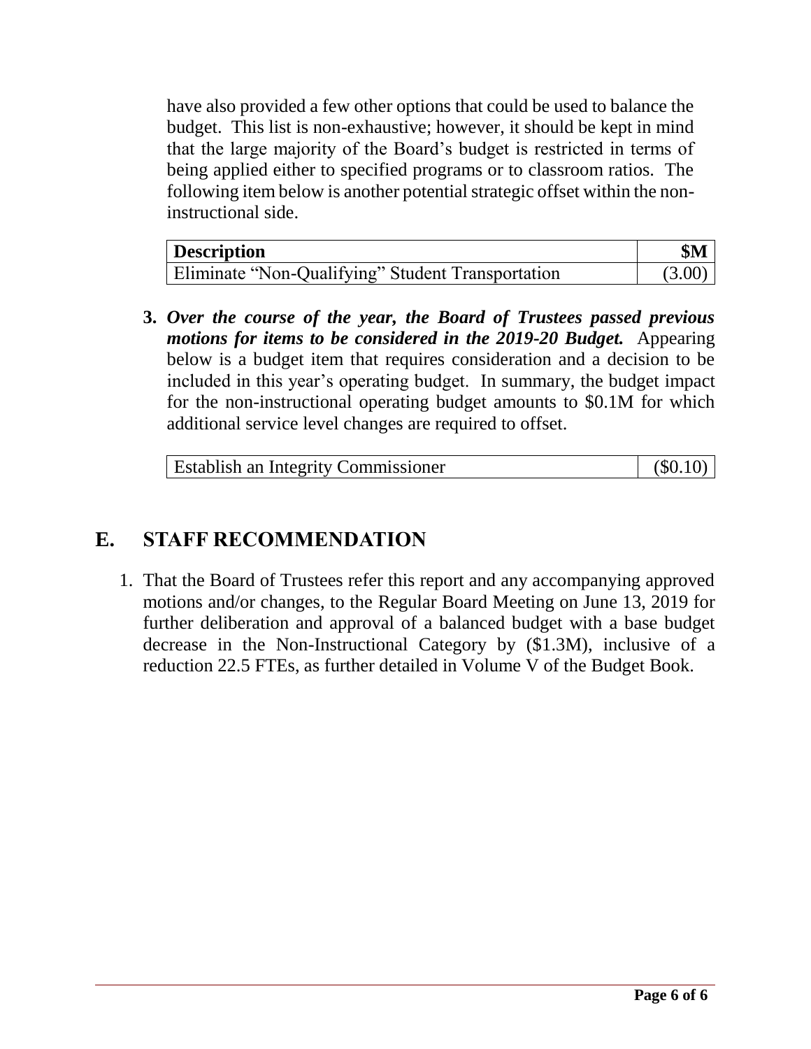have also provided a few other options that could be used to balance the budget. This list is non-exhaustive; however, it should be kept in mind that the large majority of the Board's budget is restricted in terms of being applied either to specified programs or to classroom ratios. The following item below is another potential strategic offset within the non-instructional side.

| Description | $M |
|---|---|
| Eliminate "Non-Qualifying" Student Transportation | (3.00) |

**3.** ***Over the course of the year, the Board of Trustees passed previous motions for items to be considered in the 2019-20 Budget.*** Appearing below is a budget item that requires consideration and a decision to be included in this year's operating budget. In summary, the budget impact for the non-instructional operating budget amounts to $0.1M for which additional service level changes are required to offset.

| | |
|---|---|
| Establish an Integrity Commissioner | ($0.10) |

## E. STAFF RECOMMENDATION

1. That the Board of Trustees refer this report and any accompanying approved motions and/or changes, to the Regular Board Meeting on June 13, 2019 for further deliberation and approval of a balanced budget with a base budget decrease in the Non-Instructional Category by ($1.3M), inclusive of a reduction 22.5 FTEs, as further detailed in Volume V of the Budget Book.